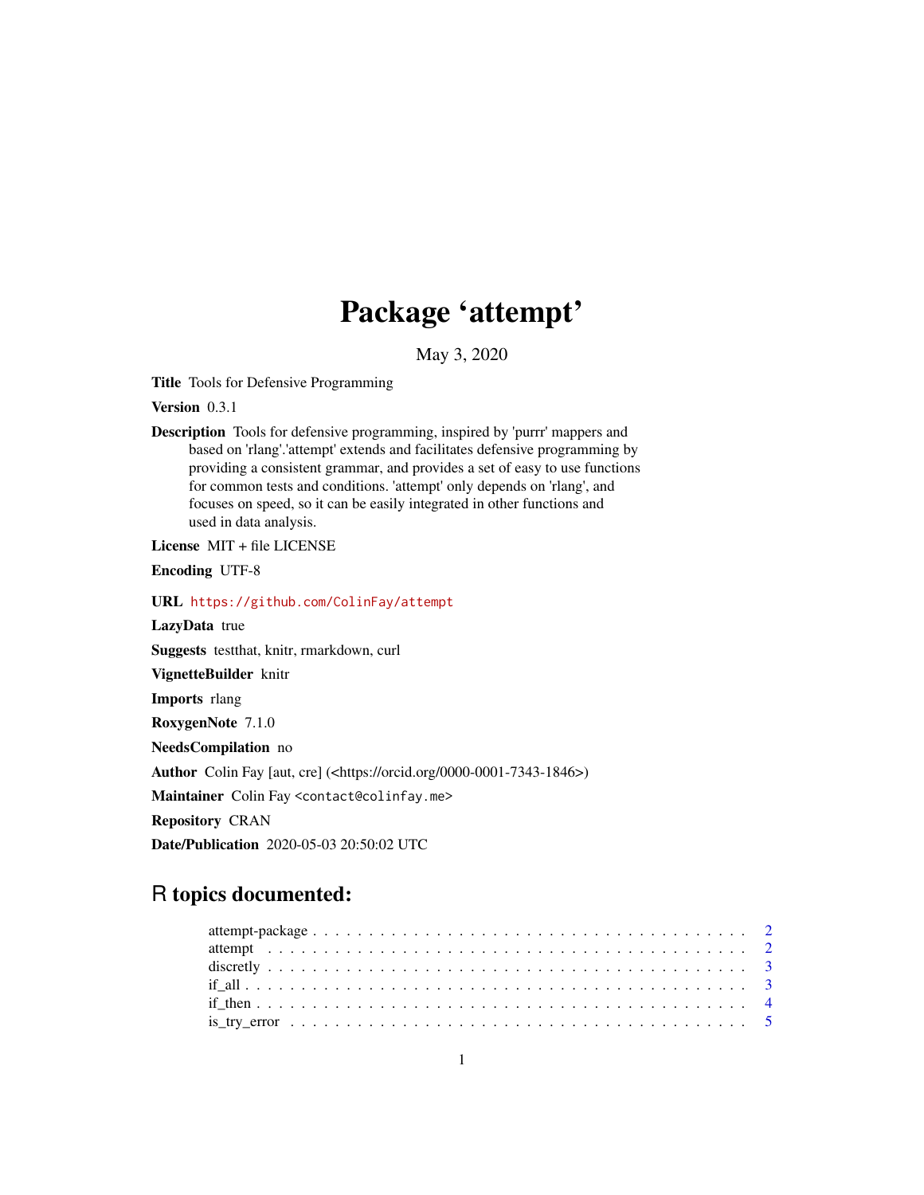# Package 'attempt'

May 3, 2020

**Title** Tools for Defensive Programming

**Version** 0.3.1

**Description** Tools for defensive programming, inspired by 'purrr' mappers and based on 'rlang'.'attempt' extends and facilitates defensive programming by providing a consistent grammar, and provides a set of easy to use functions for common tests and conditions. 'attempt' only depends on 'rlang', and focuses on speed, so it can be easily integrated in other functions and used in data analysis.

**License** MIT + file LICENSE

**Encoding** UTF-8

**URL** https://github.com/ColinFay/attempt

**LazyData** true

**Suggests** testthat, knitr, rmarkdown, curl

**VignetteBuilder** knitr

**Imports** rlang

**RoxygenNote** 7.1.0

**NeedsCompilation** no

**Author** Colin Fay [aut, cre] (<https://orcid.org/0000-0001-7343-1846>)

**Maintainer** Colin Fay <contact@colinfay.me>

**Repository** CRAN

**Date/Publication** 2020-05-03 20:50:02 UTC

## R topics documented:

attempt-package . . . . . . . . . . . . . . . . . . . . . . . . . . . . . . . . . . . . . . 2
attempt . . . . . . . . . . . . . . . . . . . . . . . . . . . . . . . . . . . . . . 2
discretly . . . . . . . . . . . . . . . . . . . . . . . . . . . . . . . . . . . . . . 3
if_all . . . . . . . . . . . . . . . . . . . . . . . . . . . . . . . . . . . . . . 3
if_then . . . . . . . . . . . . . . . . . . . . . . . . . . . . . . . . . . . . . . 4
is_try_error . . . . . . . . . . . . . . . . . . . . . . . . . . . . . . . . . . . . . . 5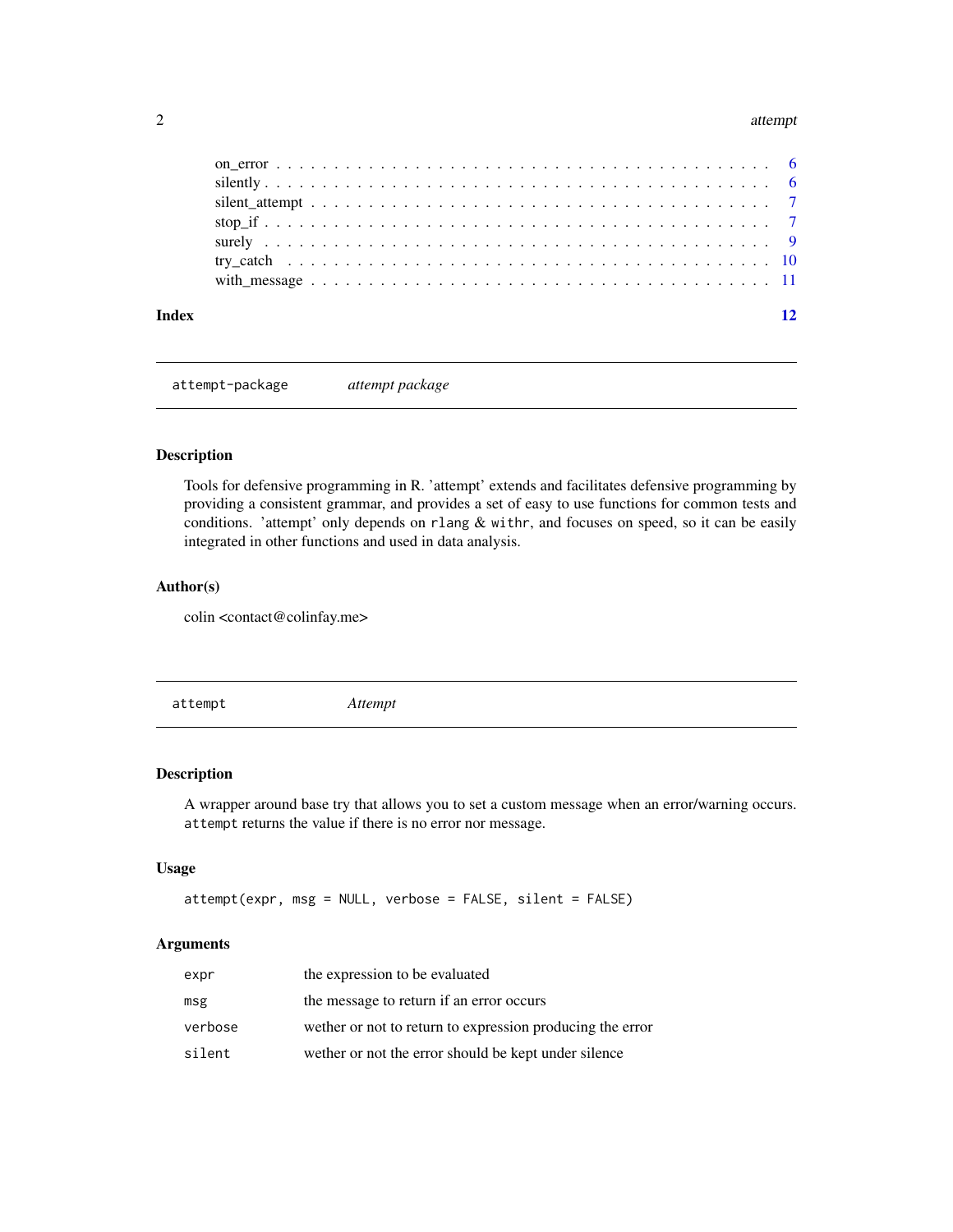on_error . . . . . . . . . . . . . . . . . . . . . . . . . . . . . . . . . . . . . . . . . 6
silently . . . . . . . . . . . . . . . . . . . . . . . . . . . . . . . . . . . . . . . . . 6
silent_attempt . . . . . . . . . . . . . . . . . . . . . . . . . . . . . . . . . . . . . . 7
stop_if . . . . . . . . . . . . . . . . . . . . . . . . . . . . . . . . . . . . . . . . . 7
surely . . . . . . . . . . . . . . . . . . . . . . . . . . . . . . . . . . . . . . . . . 9
try_catch . . . . . . . . . . . . . . . . . . . . . . . . . . . . . . . . . . . . . . . 10
with_message . . . . . . . . . . . . . . . . . . . . . . . . . . . . . . . . . . . . . . 11

**Index** **12**

---

`attempt-package` *attempt package*

---

### Description

Tools for defensive programming in R. 'attempt' extends and facilitates defensive programming by providing a consistent grammar, and provides a set of easy to use functions for common tests and conditions. 'attempt' only depends on `rlang` & `withr`, and focuses on speed, so it can be easily integrated in other functions and used in data analysis.

### Author(s)

colin <contact@colinfay.me>

---

`attempt` *Attempt*

---

### Description

A wrapper around base try that allows you to set a custom message when an error/warning occurs. `attempt` returns the value if there is no error nor message.

### Usage

```
attempt(expr, msg = NULL, verbose = FALSE, silent = FALSE)
```

### Arguments

| | |
|---|---|
| `expr` | the expression to be evaluated |
| `msg` | the message to return if an error occurs |
| `verbose` | wether or not to return to expression producing the error |
| `silent` | wether or not the error should be kept under silence |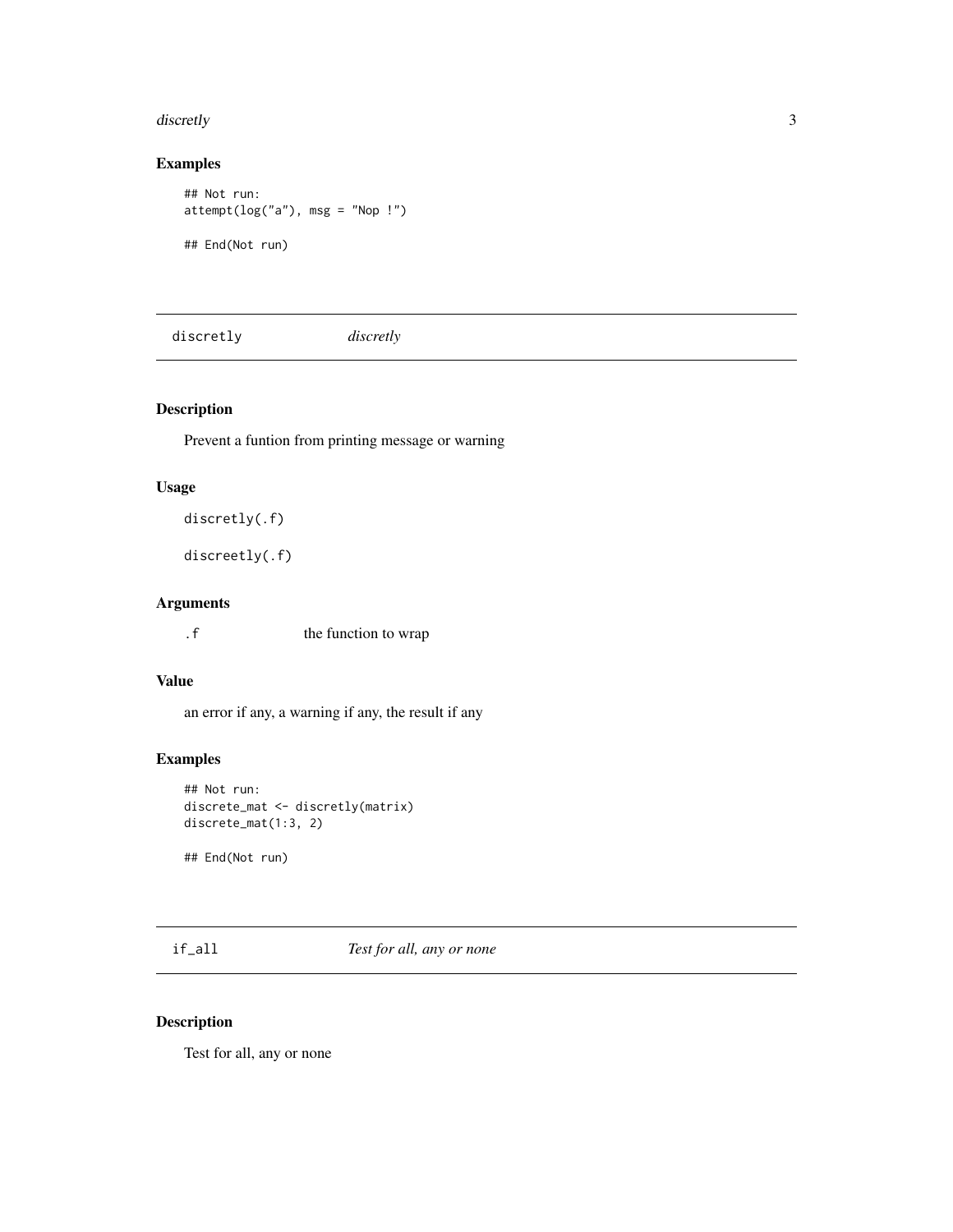## Examples

```
## Not run:
attempt(log("a"), msg = "Nop !")

## End(Not run)
```

---

discretly *discretly*

---

## Description

Prevent a funtion from printing message or warning

## Usage

```
discretly(.f)

discreetly(.f)
```

## Arguments

| | |
|---|---|
| .f | the function to wrap |

## Value

an error if any, a warning if any, the result if any

## Examples

```
## Not run:
discrete_mat <- discretly(matrix)
discrete_mat(1:3, 2)

## End(Not run)
```

---

if_all *Test for all, any or none*

---

## Description

Test for all, any or none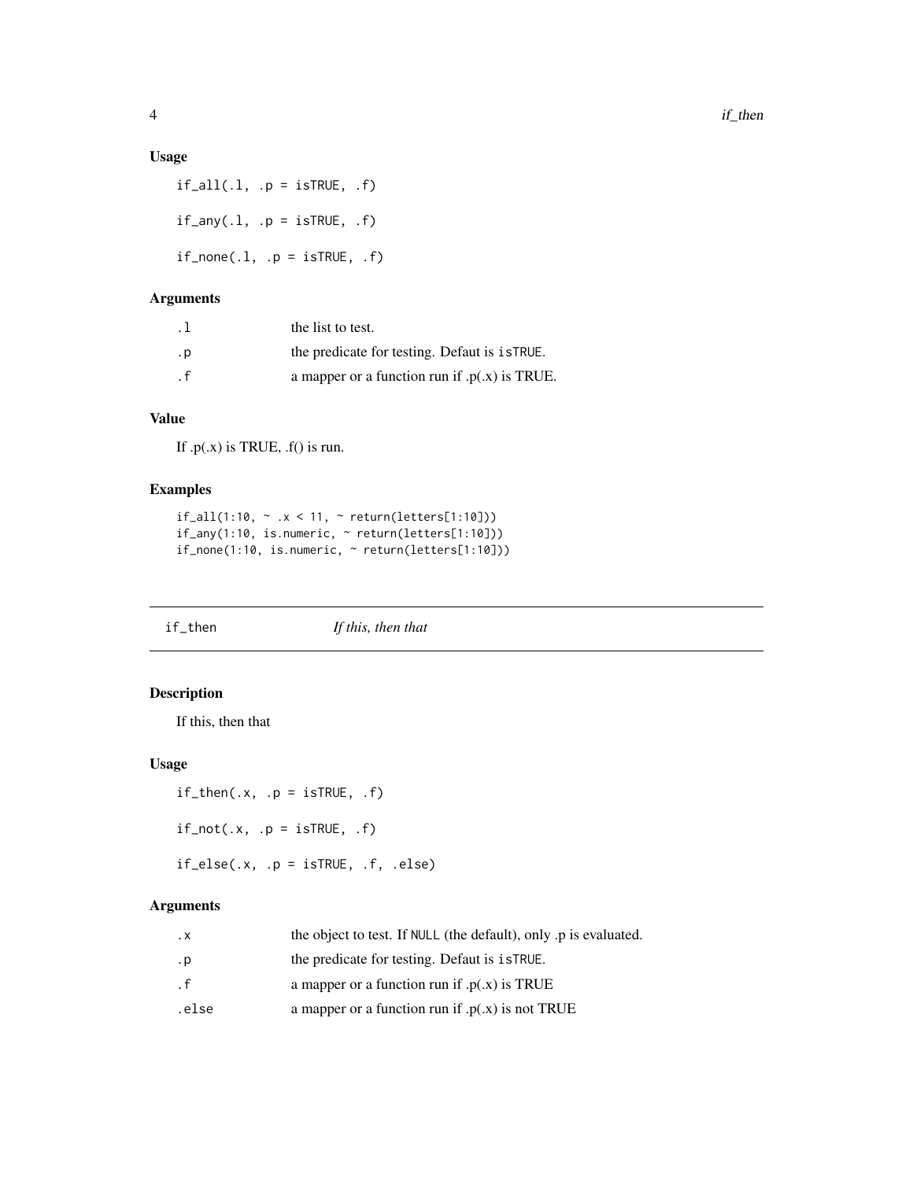### Usage

```
if_all(.l, .p = isTRUE, .f)

if_any(.l, .p = isTRUE, .f)

if_none(.l, .p = isTRUE, .f)
```

### Arguments

| | |
|---|---|
| `.l` | the list to test. |
| `.p` | the predicate for testing. Defaut is `isTRUE`. |
| `.f` | a mapper or a function run if .p(.x) is TRUE. |

### Value

If .p(.x) is TRUE, .f() is run.

### Examples

```
if_all(1:10, ~ .x < 11, ~ return(letters[1:10]))
if_any(1:10, is.numeric, ~ return(letters[1:10]))
if_none(1:10, is.numeric, ~ return(letters[1:10]))
```

## if_then *If this, then that*

### Description

If this, then that

### Usage

```
if_then(.x, .p = isTRUE, .f)

if_not(.x, .p = isTRUE, .f)

if_else(.x, .p = isTRUE, .f, .else)
```

### Arguments

| | |
|---|---|
| `.x` | the object to test. If `NULL` (the default), only .p is evaluated. |
| `.p` | the predicate for testing. Defaut is `isTRUE`. |
| `.f` | a mapper or a function run if .p(.x) is TRUE |
| `.else` | a mapper or a function run if .p(.x) is not TRUE |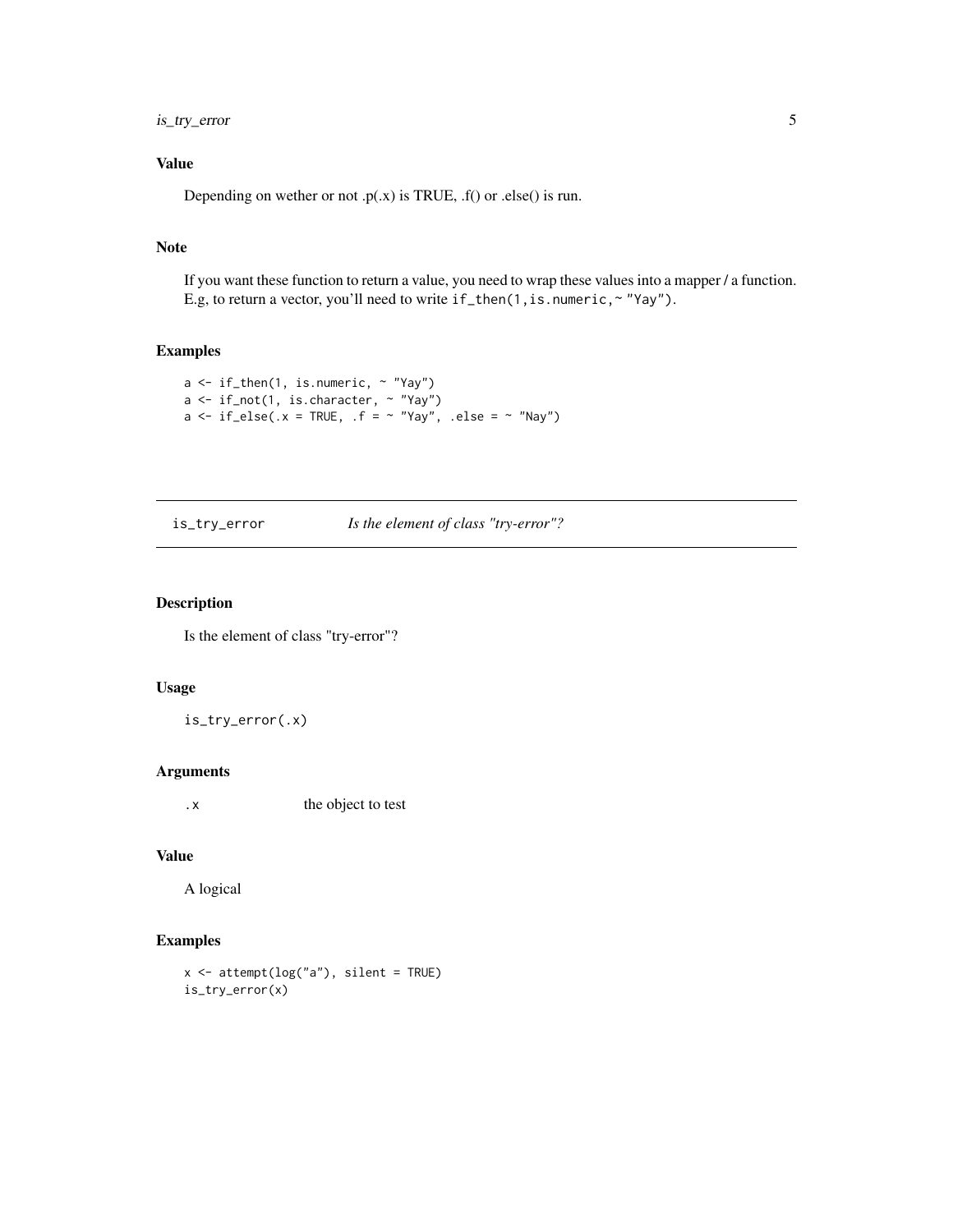### Value

Depending on wether or not .p(.x) is TRUE, .f() or .else() is run.

### Note

If you want these function to return a value, you need to wrap these values into a mapper / a function. E.g, to return a vector, you'll need to write `if_then(1,is.numeric,~ "Yay")`.

### Examples

```
a <- if_then(1, is.numeric, ~ "Yay")
a <- if_not(1, is.character, ~ "Yay")
a <- if_else(.x = TRUE, .f = ~ "Yay", .else = ~ "Nay")
```

---

## is_try_error — *Is the element of class "try-error"?*

---

### Description

Is the element of class "try-error"?

### Usage

```
is_try_error(.x)
```

### Arguments

| | |
|---|---|
| `.x` | the object to test |

### Value

A logical

### Examples

```
x <- attempt(log("a"), silent = TRUE)
is_try_error(x)
```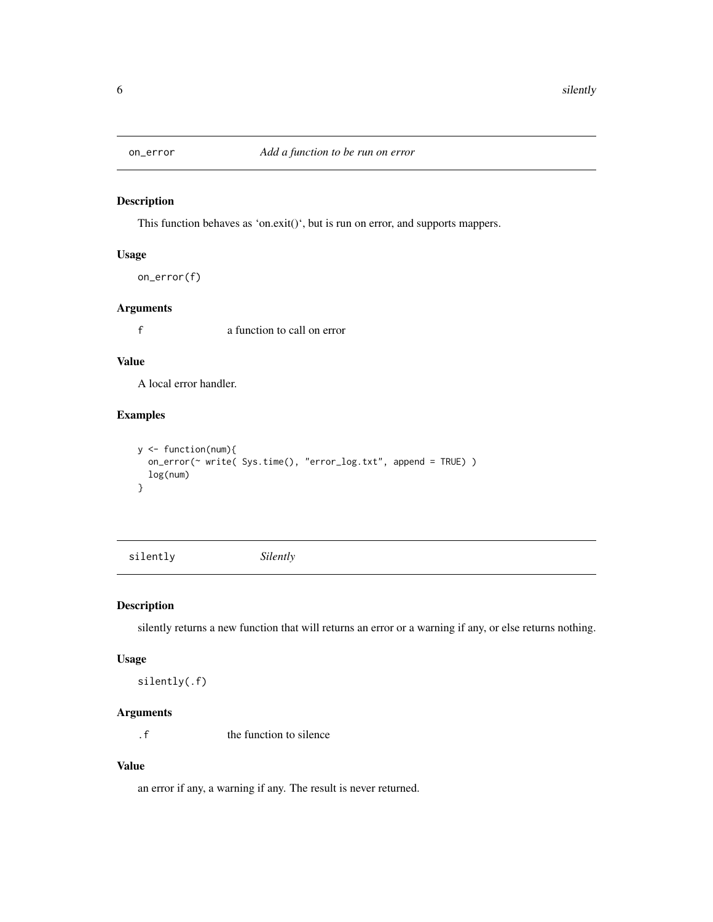## on_error — *Add a function to be run on error*

### Description

This function behaves as 'on.exit()', but is run on error, and supports mappers.

### Usage

```
on_error(f)
```

### Arguments

| | |
|---|---|
| f | a function to call on error |

### Value

A local error handler.

### Examples

```
y <- function(num){
  on_error(~ write( Sys.time(), "error_log.txt", append = TRUE) )
  log(num)
}
```

## silently — *Silently*

### Description

silently returns a new function that will returns an error or a warning if any, or else returns nothing.

### Usage

```
silently(.f)
```

### Arguments

| | |
|---|---|
| .f | the function to silence |

### Value

an error if any, a warning if any. The result is never returned.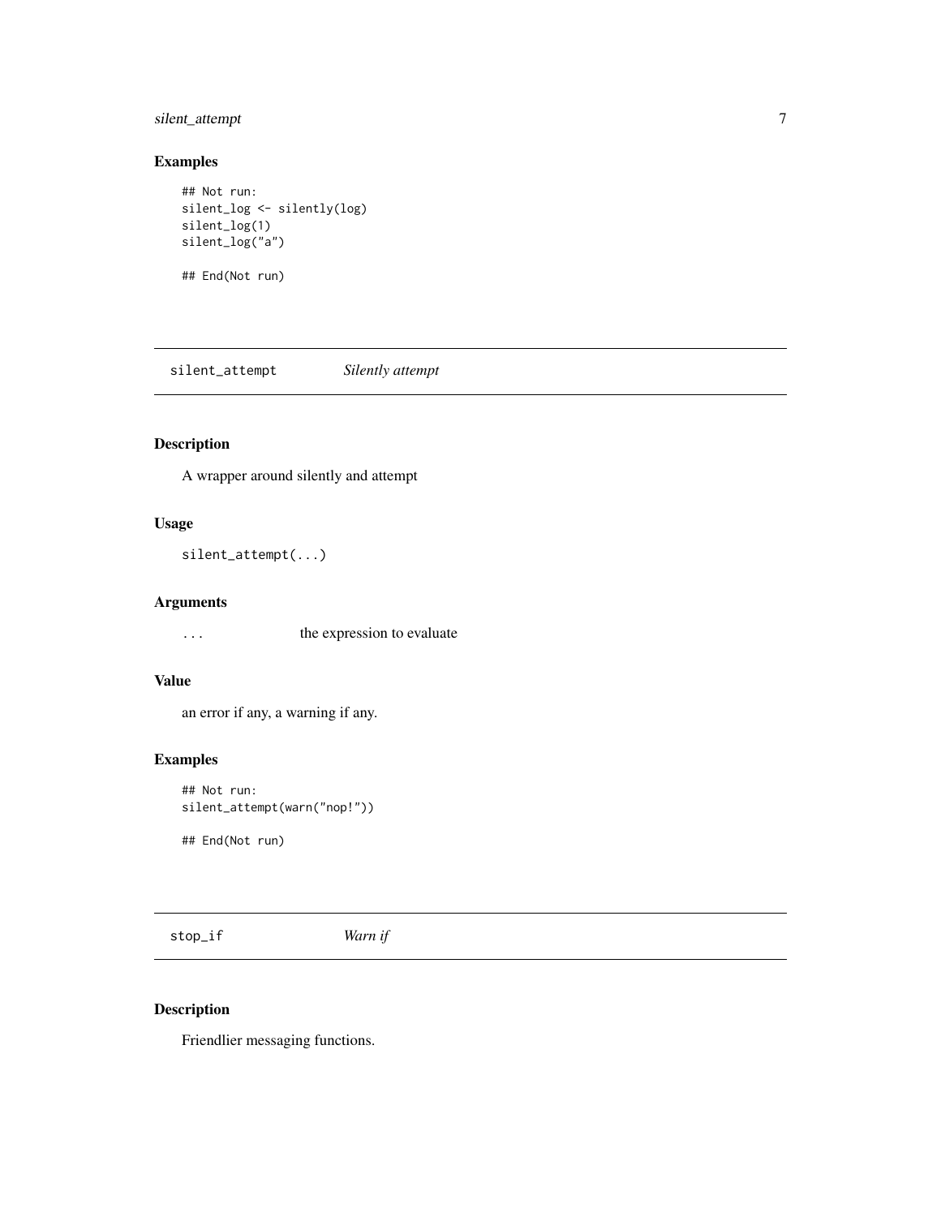## Examples

```
## Not run:
silent_log <- silently(log)
silent_log(1)
silent_log("a")

## End(Not run)
```

---

## silent_attempt *Silently attempt*

---

### Description

A wrapper around silently and attempt

### Usage

```
silent_attempt(...)
```

### Arguments

`...` the expression to evaluate

### Value

an error if any, a warning if any.

### Examples

```
## Not run:
silent_attempt(warn("nop!"))

## End(Not run)
```

---

## stop_if *Warn if*

---

### Description

Friendlier messaging functions.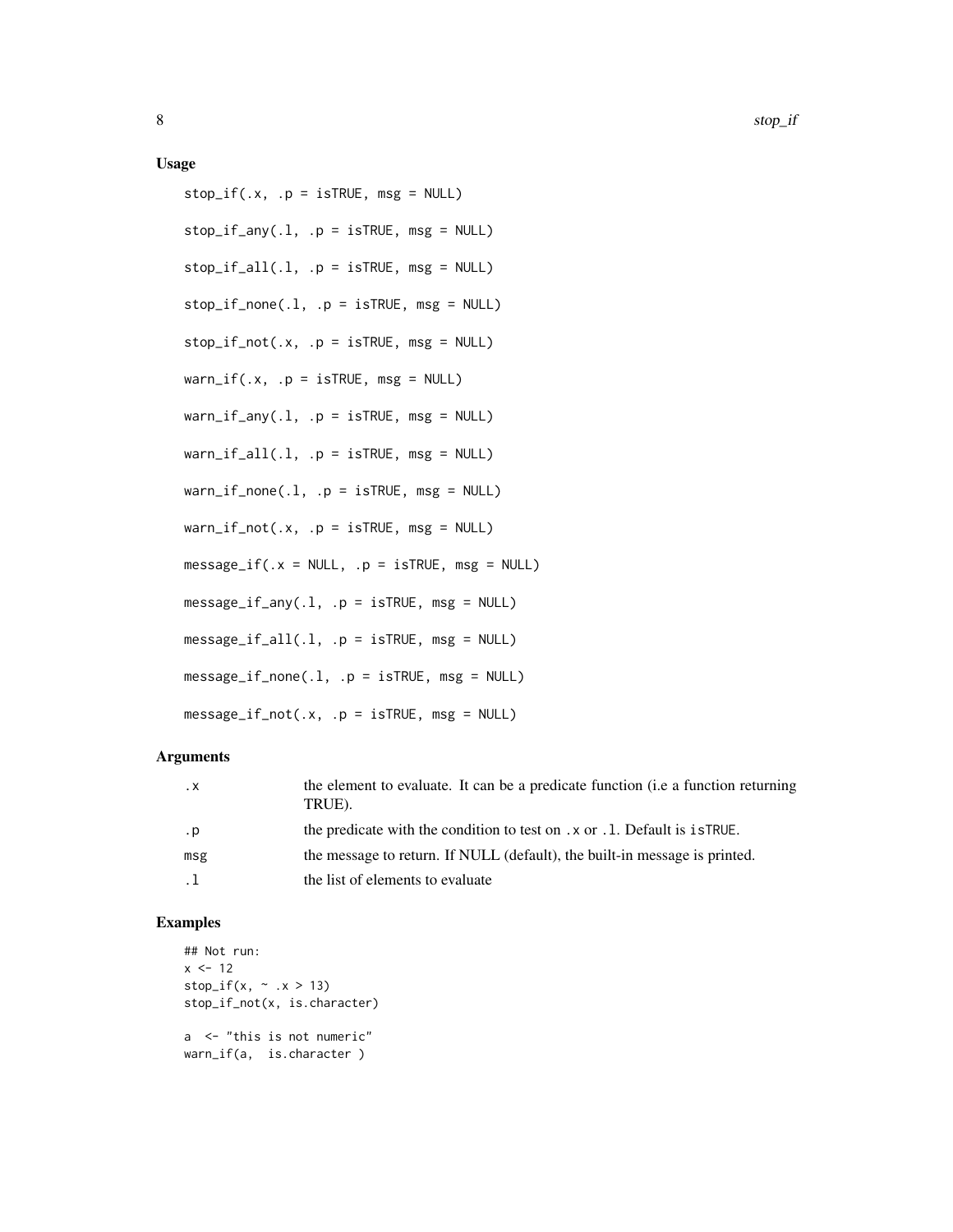## Usage

```
stop_if(.x, .p = isTRUE, msg = NULL)

stop_if_any(.l, .p = isTRUE, msg = NULL)

stop_if_all(.l, .p = isTRUE, msg = NULL)

stop_if_none(.l, .p = isTRUE, msg = NULL)

stop_if_not(.x, .p = isTRUE, msg = NULL)

warn_if(.x, .p = isTRUE, msg = NULL)

warn_if_any(.l, .p = isTRUE, msg = NULL)

warn_if_all(.l, .p = isTRUE, msg = NULL)

warn_if_none(.l, .p = isTRUE, msg = NULL)

warn_if_not(.x, .p = isTRUE, msg = NULL)

message_if(.x = NULL, .p = isTRUE, msg = NULL)

message_if_any(.l, .p = isTRUE, msg = NULL)

message_if_all(.l, .p = isTRUE, msg = NULL)

message_if_none(.l, .p = isTRUE, msg = NULL)

message_if_not(.x, .p = isTRUE, msg = NULL)
```

## Arguments

| | |
|---|---|
| `.x` | the element to evaluate. It can be a predicate function (i.e a function returning TRUE). |
| `.p` | the predicate with the condition to test on `.x` or `.l`. Default is `isTRUE`. |
| `msg` | the message to return. If NULL (default), the built-in message is printed. |
| `.l` | the list of elements to evaluate |

## Examples

```
## Not run:
x <- 12
stop_if(x, ~ .x > 13)
stop_if_not(x, is.character)

a  <- "this is not numeric"
warn_if(a,  is.character )
```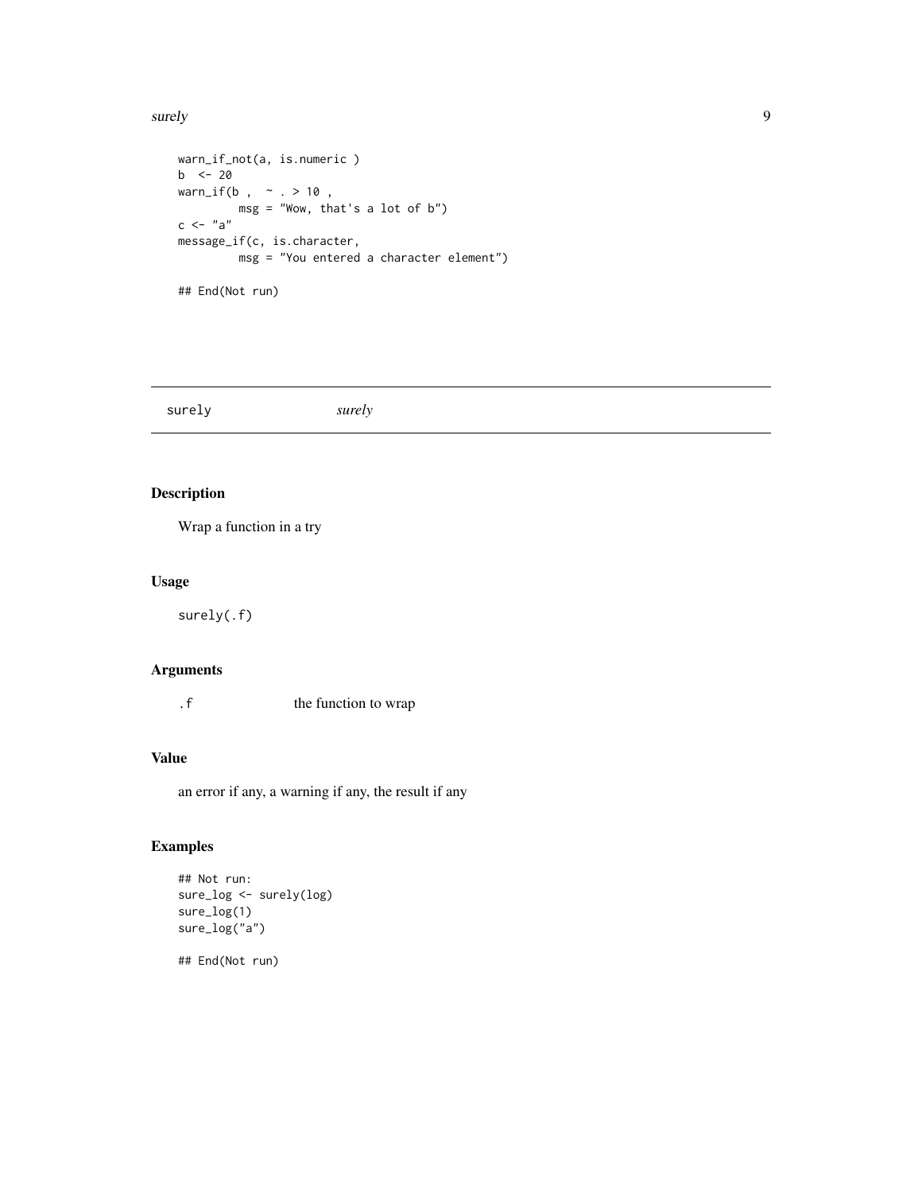```
warn_if_not(a, is.numeric )
b  <- 20
warn_if(b ,  ~ . > 10 ,
         msg = "Wow, that's a lot of b")
c <- "a"
message_if(c, is.character,
         msg = "You entered a character element")

## End(Not run)
```

---

surely *surely*

---

## Description

Wrap a function in a try

## Usage

```
surely(.f)
```

## Arguments

| | |
|---|---|
| .f | the function to wrap |

## Value

an error if any, a warning if any, the result if any

## Examples

```
## Not run:
sure_log <- surely(log)
sure_log(1)
sure_log("a")

## End(Not run)
```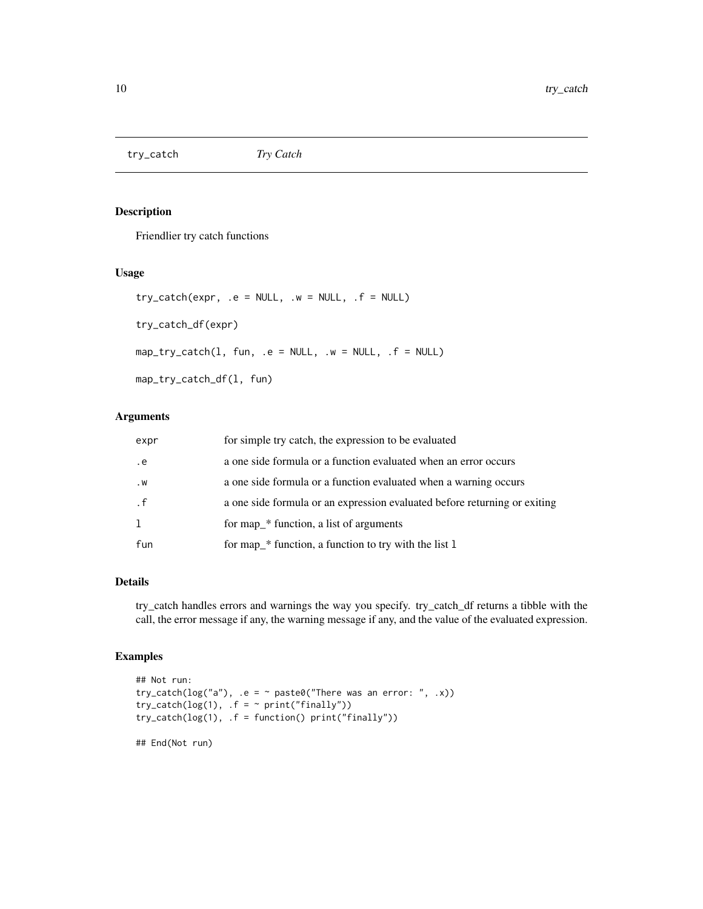# try_catch *Try Catch*

## Description

Friendlier try catch functions

## Usage

```
try_catch(expr, .e = NULL, .w = NULL, .f = NULL)

try_catch_df(expr)

map_try_catch(l, fun, .e = NULL, .w = NULL, .f = NULL)

map_try_catch_df(l, fun)
```

## Arguments

| | |
|---|---|
| expr | for simple try catch, the expression to be evaluated |
| .e | a one side formula or a function evaluated when an error occurs |
| .w | a one side formula or a function evaluated when a warning occurs |
| .f | a one side formula or an expression evaluated before returning or exiting |
| l | for map_* function, a list of arguments |
| fun | for map_* function, a function to try with the list l |

## Details

try_catch handles errors and warnings the way you specify. try_catch_df returns a tibble with the call, the error message if any, the warning message if any, and the value of the evaluated expression.

## Examples

```
## Not run:
try_catch(log("a"), .e = ~ paste0("There was an error: ", .x))
try_catch(log(1), .f = ~ print("finally"))
try_catch(log(1), .f = function() print("finally"))

## End(Not run)
```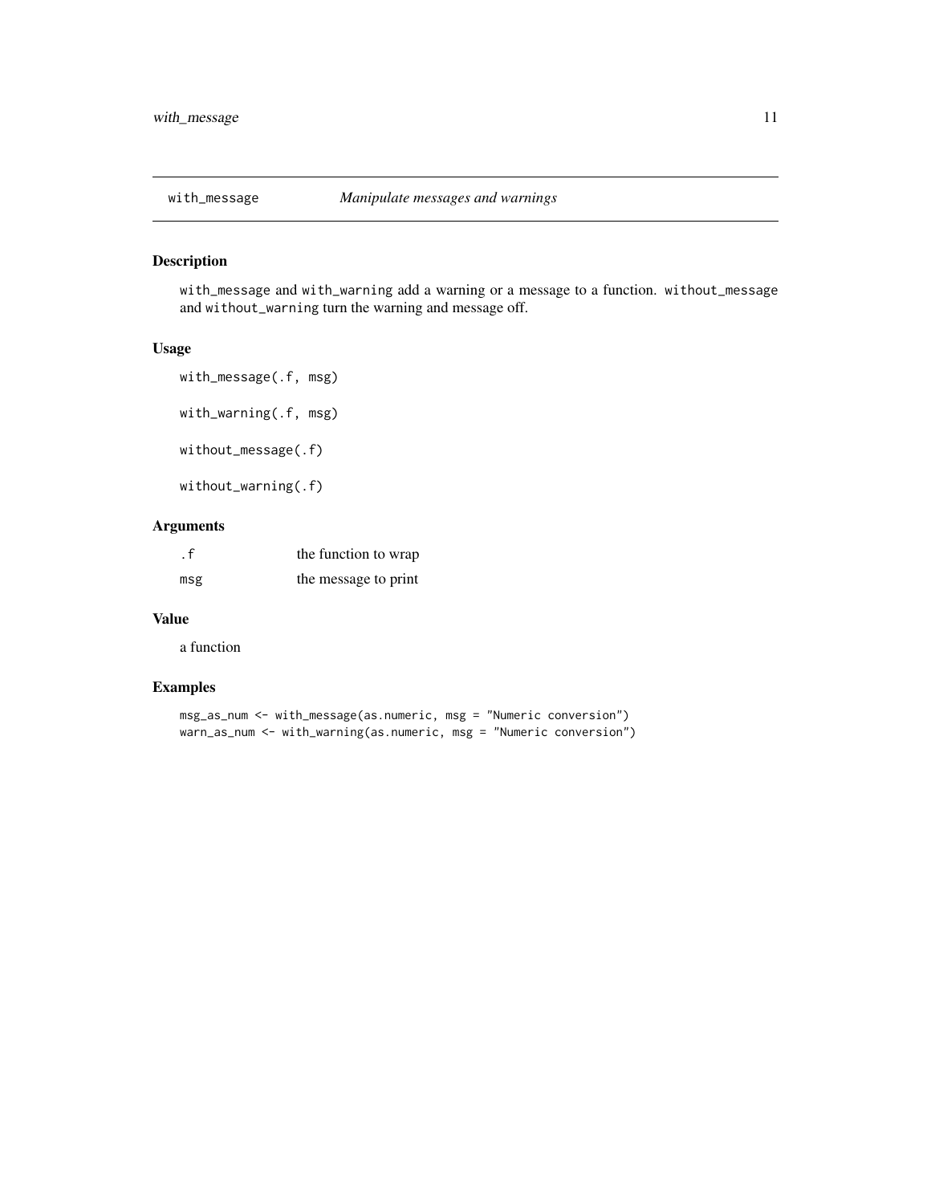# with_message — *Manipulate messages and warnings*

## Description

`with_message` and `with_warning` add a warning or a message to a function. `without_message` and `without_warning` turn the warning and message off.

## Usage

```
with_message(.f, msg)

with_warning(.f, msg)

without_message(.f)

without_warning(.f)
```

## Arguments

| | |
|---|---|
| `.f` | the function to wrap |
| `msg` | the message to print |

## Value

a function

## Examples

```
msg_as_num <- with_message(as.numeric, msg = "Numeric conversion")
warn_as_num <- with_warning(as.numeric, msg = "Numeric conversion")
```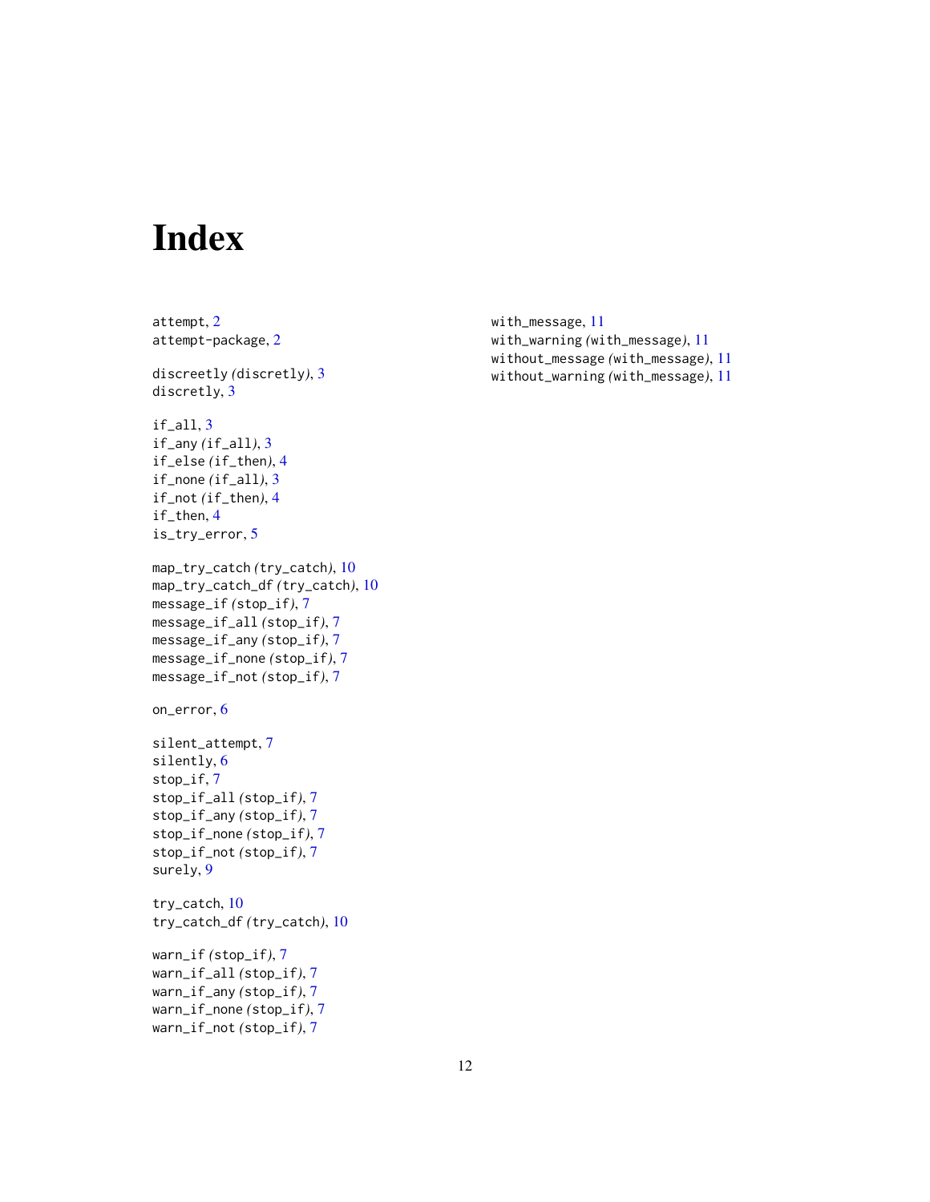# Index

attempt, 2
attempt-package, 2

discreetly (discretly), 3
discretly, 3

if_all, 3
if_any (if_all), 3
if_else (if_then), 4
if_none (if_all), 3
if_not (if_then), 4
if_then, 4
is_try_error, 5

map_try_catch (try_catch), 10
map_try_catch_df (try_catch), 10
message_if (stop_if), 7
message_if_all (stop_if), 7
message_if_any (stop_if), 7
message_if_none (stop_if), 7
message_if_not (stop_if), 7

on_error, 6

silent_attempt, 7
silently, 6
stop_if, 7
stop_if_all (stop_if), 7
stop_if_any (stop_if), 7
stop_if_none (stop_if), 7
stop_if_not (stop_if), 7
surely, 9

try_catch, 10
try_catch_df (try_catch), 10

warn_if (stop_if), 7
warn_if_all (stop_if), 7
warn_if_any (stop_if), 7
warn_if_none (stop_if), 7
warn_if_not (stop_if), 7

with_message, 11
with_warning (with_message), 11
without_message (with_message), 11
without_warning (with_message), 11